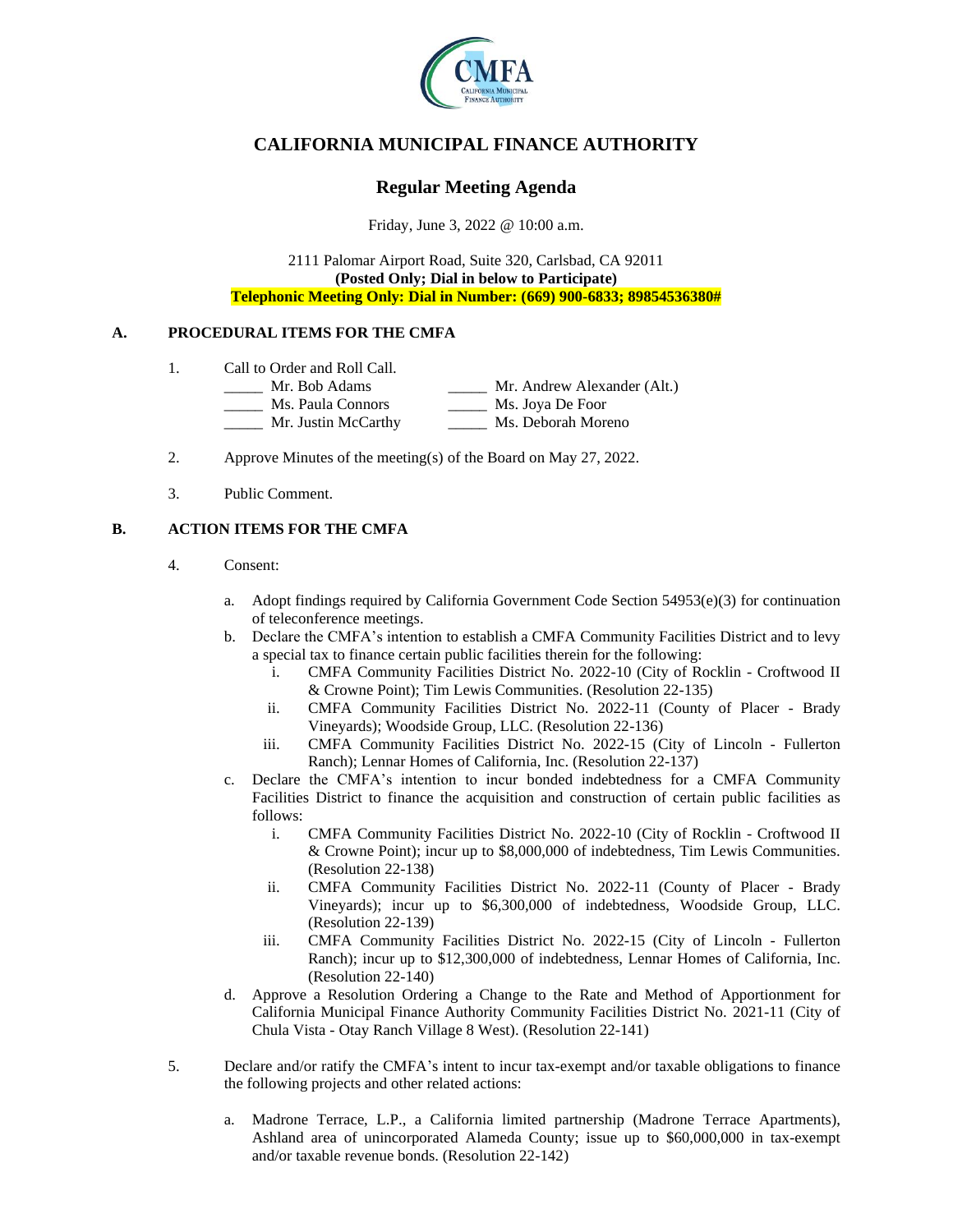# CALIFORNIA MUNICIPAL FINANCE AUTHORITY

## Regular Meeting Agenda

Friday, June 3, 2022 @ 10:00 a.m.

2111 Palomar Airport Road, Suite 320, Carlsbad, CA 92011
**(Posted Only; Dial in below to Participate)**
**Telephonic Meeting Only: Dial in Number: (669) 900-6833; 89854536380#**

### A. PROCEDURAL ITEMS FOR THE CMFA

1. Call to Order and Roll Call.

| | |
|---|---|
| _____ Mr. Bob Adams | _____ Mr. Andrew Alexander (Alt.) |
| _____ Ms. Paula Connors | _____ Ms. Joya De Foor |
| _____ Mr. Justin McCarthy | _____ Ms. Deborah Moreno |

2. Approve Minutes of the meeting(s) of the Board on May 27, 2022.

3. Public Comment.

### B. ACTION ITEMS FOR THE CMFA

4. Consent:

   a. Adopt findings required by California Government Code Section 54953(e)(3) for continuation of teleconference meetings.

   b. Declare the CMFA's intention to establish a CMFA Community Facilities District and to levy a special tax to finance certain public facilities therein for the following:

      i. CMFA Community Facilities District No. 2022-10 (City of Rocklin - Croftwood II & Crowne Point); Tim Lewis Communities. (Resolution 22-135)

      ii. CMFA Community Facilities District No. 2022-11 (County of Placer - Brady Vineyards); Woodside Group, LLC. (Resolution 22-136)

      iii. CMFA Community Facilities District No. 2022-15 (City of Lincoln - Fullerton Ranch); Lennar Homes of California, Inc. (Resolution 22-137)

   c. Declare the CMFA's intention to incur bonded indebtedness for a CMFA Community Facilities District to finance the acquisition and construction of certain public facilities as follows:

      i. CMFA Community Facilities District No. 2022-10 (City of Rocklin - Croftwood II & Crowne Point); incur up to $8,000,000 of indebtedness, Tim Lewis Communities. (Resolution 22-138)

      ii. CMFA Community Facilities District No. 2022-11 (County of Placer - Brady Vineyards); incur up to $6,300,000 of indebtedness, Woodside Group, LLC. (Resolution 22-139)

      iii. CMFA Community Facilities District No. 2022-15 (City of Lincoln - Fullerton Ranch); incur up to $12,300,000 of indebtedness, Lennar Homes of California, Inc. (Resolution 22-140)

   d. Approve a Resolution Ordering a Change to the Rate and Method of Apportionment for California Municipal Finance Authority Community Facilities District No. 2021-11 (City of Chula Vista - Otay Ranch Village 8 West). (Resolution 22-141)

5. Declare and/or ratify the CMFA's intent to incur tax-exempt and/or taxable obligations to finance the following projects and other related actions:

   a. Madrone Terrace, L.P., a California limited partnership (Madrone Terrace Apartments), Ashland area of unincorporated Alameda County; issue up to $60,000,000 in tax-exempt and/or taxable revenue bonds. (Resolution 22-142)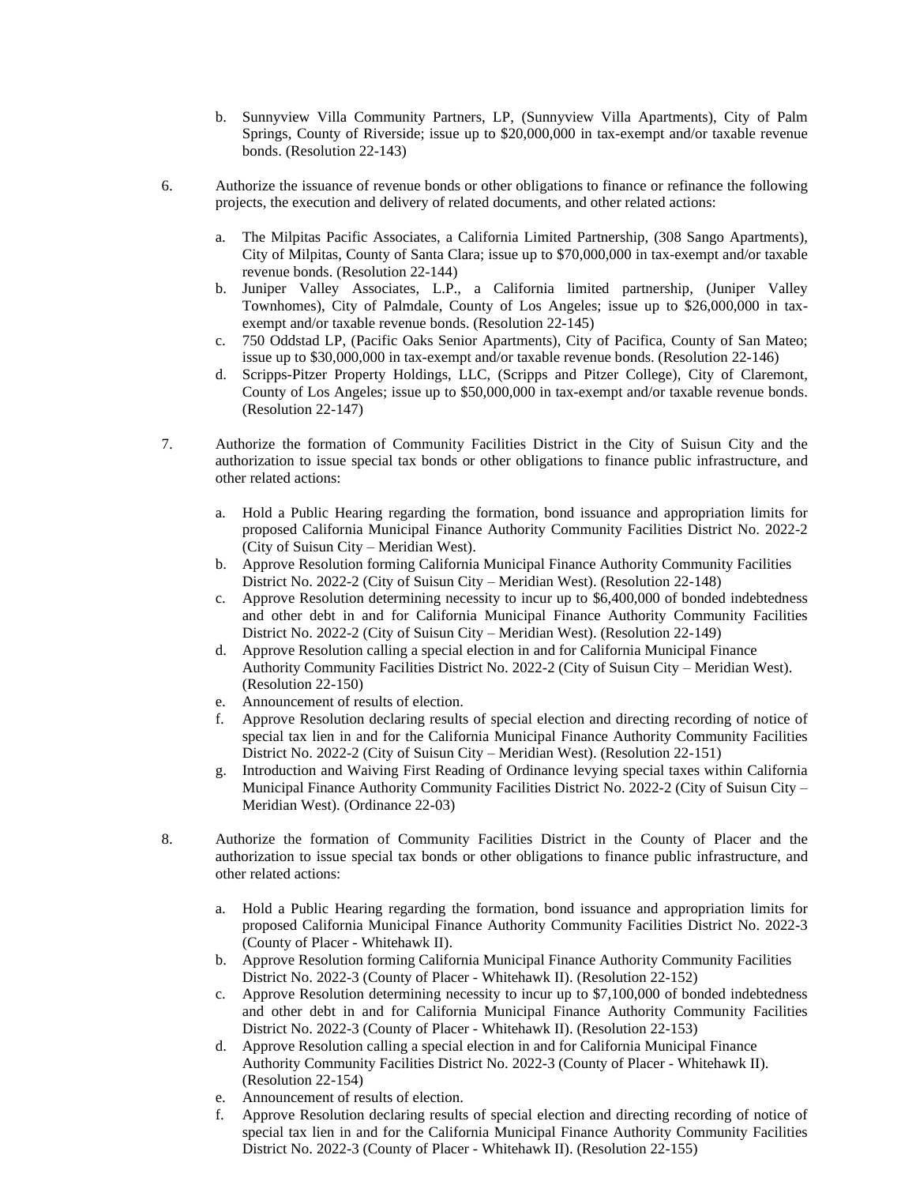b. Sunnyview Villa Community Partners, LP, (Sunnyview Villa Apartments), City of Palm Springs, County of Riverside; issue up to $20,000,000 in tax-exempt and/or taxable revenue bonds. (Resolution 22-143)

6. Authorize the issuance of revenue bonds or other obligations to finance or refinance the following projects, the execution and delivery of related documents, and other related actions:

   a. The Milpitas Pacific Associates, a California Limited Partnership, (308 Sango Apartments), City of Milpitas, County of Santa Clara; issue up to $70,000,000 in tax-exempt and/or taxable revenue bonds. (Resolution 22-144)
   b. Juniper Valley Associates, L.P., a California limited partnership, (Juniper Valley Townhomes), City of Palmdale, County of Los Angeles; issue up to $26,000,000 in tax-exempt and/or taxable revenue bonds. (Resolution 22-145)
   c. 750 Oddstad LP, (Pacific Oaks Senior Apartments), City of Pacifica, County of San Mateo; issue up to $30,000,000 in tax-exempt and/or taxable revenue bonds. (Resolution 22-146)
   d. Scripps-Pitzer Property Holdings, LLC, (Scripps and Pitzer College), City of Claremont, County of Los Angeles; issue up to $50,000,000 in tax-exempt and/or taxable revenue bonds. (Resolution 22-147)

7. Authorize the formation of Community Facilities District in the City of Suisun City and the authorization to issue special tax bonds or other obligations to finance public infrastructure, and other related actions:

   a. Hold a Public Hearing regarding the formation, bond issuance and appropriation limits for proposed California Municipal Finance Authority Community Facilities District No. 2022-2 (City of Suisun City – Meridian West).
   b. Approve Resolution forming California Municipal Finance Authority Community Facilities District No. 2022-2 (City of Suisun City – Meridian West). (Resolution 22-148)
   c. Approve Resolution determining necessity to incur up to $6,400,000 of bonded indebtedness and other debt in and for California Municipal Finance Authority Community Facilities District No. 2022-2 (City of Suisun City – Meridian West). (Resolution 22-149)
   d. Approve Resolution calling a special election in and for California Municipal Finance Authority Community Facilities District No. 2022-2 (City of Suisun City – Meridian West). (Resolution 22-150)
   e. Announcement of results of election.
   f. Approve Resolution declaring results of special election and directing recording of notice of special tax lien in and for the California Municipal Finance Authority Community Facilities District No. 2022-2 (City of Suisun City – Meridian West). (Resolution 22-151)
   g. Introduction and Waiving First Reading of Ordinance levying special taxes within California Municipal Finance Authority Community Facilities District No. 2022-2 (City of Suisun City – Meridian West). (Ordinance 22-03)

8. Authorize the formation of Community Facilities District in the County of Placer and the authorization to issue special tax bonds or other obligations to finance public infrastructure, and other related actions:

   a. Hold a Public Hearing regarding the formation, bond issuance and appropriation limits for proposed California Municipal Finance Authority Community Facilities District No. 2022-3 (County of Placer - Whitehawk II).
   b. Approve Resolution forming California Municipal Finance Authority Community Facilities District No. 2022-3 (County of Placer - Whitehawk II). (Resolution 22-152)
   c. Approve Resolution determining necessity to incur up to $7,100,000 of bonded indebtedness and other debt in and for California Municipal Finance Authority Community Facilities District No. 2022-3 (County of Placer - Whitehawk II). (Resolution 22-153)
   d. Approve Resolution calling a special election in and for California Municipal Finance Authority Community Facilities District No. 2022-3 (County of Placer - Whitehawk II). (Resolution 22-154)
   e. Announcement of results of election.
   f. Approve Resolution declaring results of special election and directing recording of notice of special tax lien in and for the California Municipal Finance Authority Community Facilities District No. 2022-3 (County of Placer - Whitehawk II). (Resolution 22-155)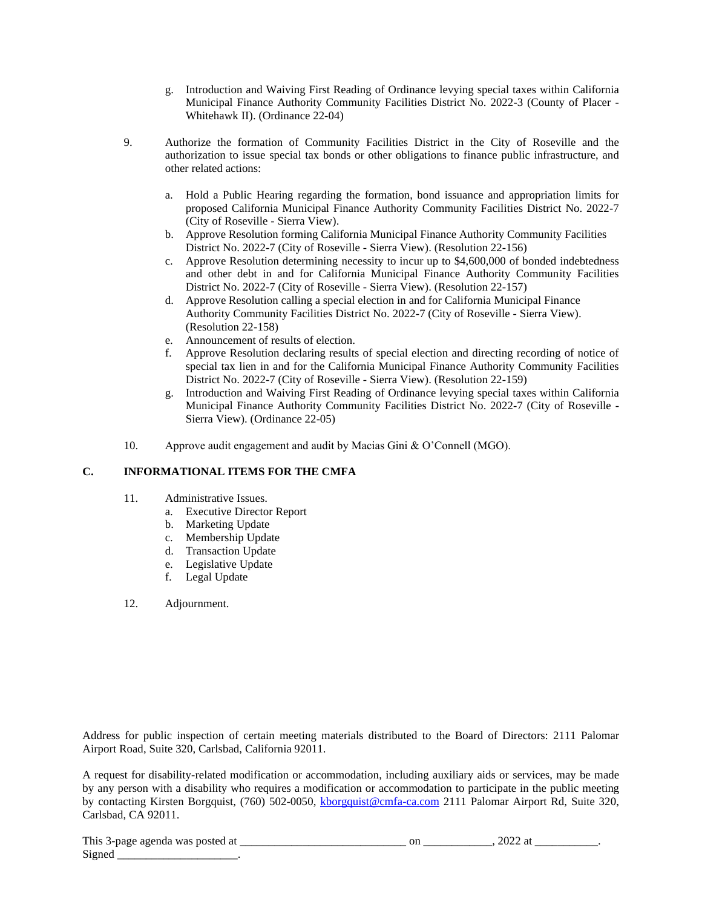g. Introduction and Waiving First Reading of Ordinance levying special taxes within California Municipal Finance Authority Community Facilities District No. 2022-3 (County of Placer - Whitehawk II). (Ordinance 22-04)

9. Authorize the formation of Community Facilities District in the City of Roseville and the authorization to issue special tax bonds or other obligations to finance public infrastructure, and other related actions:

   a. Hold a Public Hearing regarding the formation, bond issuance and appropriation limits for proposed California Municipal Finance Authority Community Facilities District No. 2022-7 (City of Roseville - Sierra View).
   b. Approve Resolution forming California Municipal Finance Authority Community Facilities District No. 2022-7 (City of Roseville - Sierra View). (Resolution 22-156)
   c. Approve Resolution determining necessity to incur up to $4,600,000 of bonded indebtedness and other debt in and for California Municipal Finance Authority Community Facilities District No. 2022-7 (City of Roseville - Sierra View). (Resolution 22-157)
   d. Approve Resolution calling a special election in and for California Municipal Finance Authority Community Facilities District No. 2022-7 (City of Roseville - Sierra View). (Resolution 22-158)
   e. Announcement of results of election.
   f. Approve Resolution declaring results of special election and directing recording of notice of special tax lien in and for the California Municipal Finance Authority Community Facilities District No. 2022-7 (City of Roseville - Sierra View). (Resolution 22-159)
   g. Introduction and Waiving First Reading of Ordinance levying special taxes within California Municipal Finance Authority Community Facilities District No. 2022-7 (City of Roseville - Sierra View). (Ordinance 22-05)

10. Approve audit engagement and audit by Macias Gini & O'Connell (MGO).

## C. INFORMATIONAL ITEMS FOR THE CMFA

11. Administrative Issues.
    a. Executive Director Report
    b. Marketing Update
    c. Membership Update
    d. Transaction Update
    e. Legislative Update
    f. Legal Update

12. Adjournment.

Address for public inspection of certain meeting materials distributed to the Board of Directors: 2111 Palomar Airport Road, Suite 320, Carlsbad, California 92011.

A request for disability-related modification or accommodation, including auxiliary aids or services, may be made by any person with a disability who requires a modification or accommodation to participate in the public meeting by contacting Kirsten Borgquist, (760) 502-0050, kborgquist@cmfa-ca.com 2111 Palomar Airport Rd, Suite 320, Carlsbad, CA 92011.

This 3-page agenda was posted at ____________________________ on ____________, 2022 at ___________.
Signed _____________________.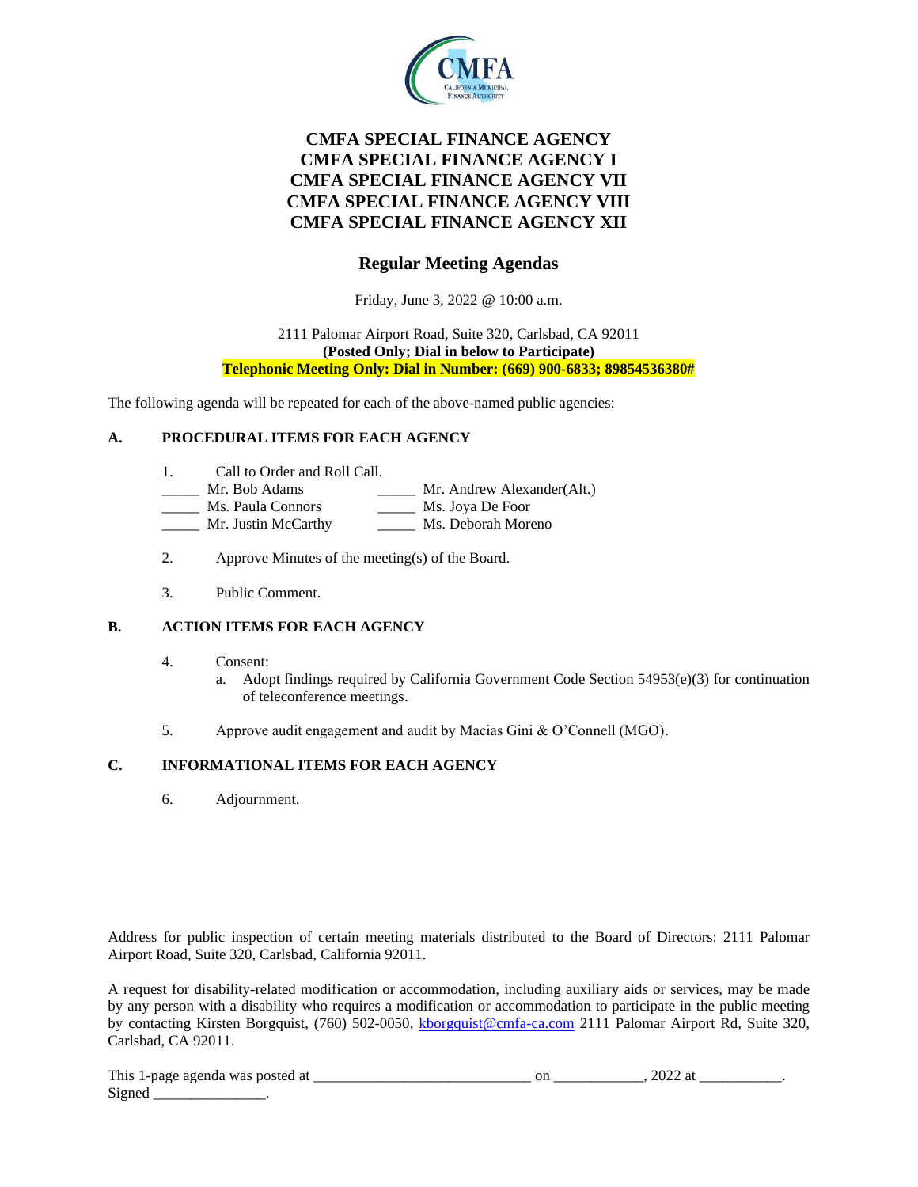# CMFA SPECIAL FINANCE AGENCY
# CMFA SPECIAL FINANCE AGENCY I
# CMFA SPECIAL FINANCE AGENCY VII
# CMFA SPECIAL FINANCE AGENCY VIII
# CMFA SPECIAL FINANCE AGENCY XII

## Regular Meeting Agendas

Friday, June 3, 2022 @ 10:00 a.m.

2111 Palomar Airport Road, Suite 320, Carlsbad, CA 92011
**(Posted Only; Dial in below to Participate)**
**Telephonic Meeting Only: Dial in Number: (669) 900-6833; 89854536380#**

The following agenda will be repeated for each of the above-named public agencies:

### A. PROCEDURAL ITEMS FOR EACH AGENCY

1. Call to Order and Roll Call.

_____ Mr. Bob Adams
_____ Ms. Paula Connors
_____ Mr. Justin McCarthy
_____ Mr. Andrew Alexander(Alt.)
_____ Ms. Joya De Foor
_____ Ms. Deborah Moreno

2. Approve Minutes of the meeting(s) of the Board.

3. Public Comment.

### B. ACTION ITEMS FOR EACH AGENCY

4. Consent:
   a. Adopt findings required by California Government Code Section 54953(e)(3) for continuation of teleconference meetings.

5. Approve audit engagement and audit by Macias Gini & O'Connell (MGO).

### C. INFORMATIONAL ITEMS FOR EACH AGENCY

6. Adjournment.

Address for public inspection of certain meeting materials distributed to the Board of Directors: 2111 Palomar Airport Road, Suite 320, Carlsbad, California 92011.

A request for disability-related modification or accommodation, including auxiliary aids or services, may be made by any person with a disability who requires a modification or accommodation to participate in the public meeting by contacting Kirsten Borgquist, (760) 502-0050, kborgquist@cmfa-ca.com 2111 Palomar Airport Rd, Suite 320, Carlsbad, CA 92011.

This 1-page agenda was posted at ____________________________ on ____________, 2022 at ___________.
Signed _______________.